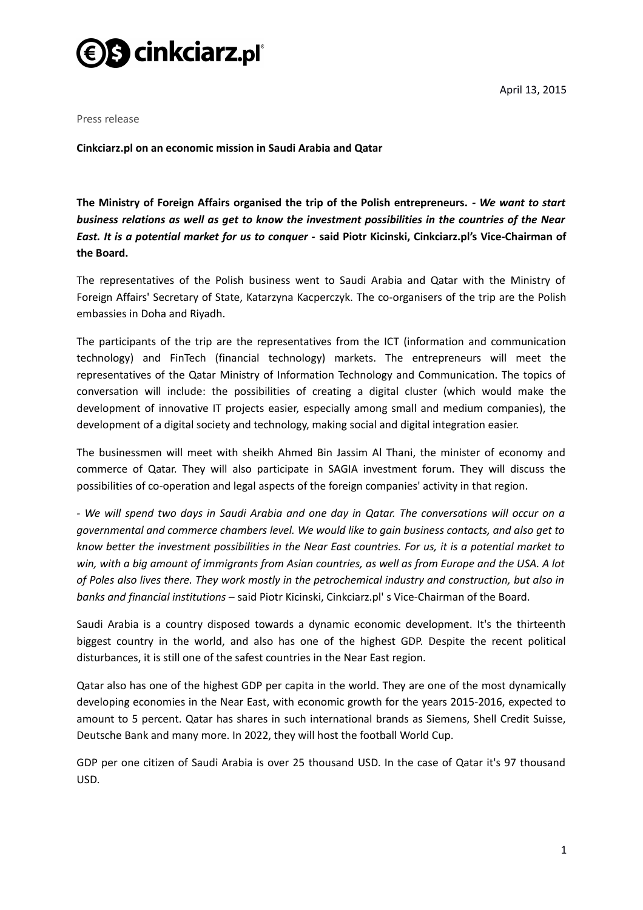April 13, 2015

Press release

**Cinkciarz.pl on an economic mission in Saudi Arabia and Qatar**

**The Ministry of Foreign Affairs organised the trip of the Polish entrepreneurs. -** ***We want to start business relations as well as get to know the investment possibilities in the countries of the Near East. It is a potential market for us to conquer*** **- said Piotr Kicinski, Cinkciarz.pl's Vice-Chairman of the Board.**

The representatives of the Polish business went to Saudi Arabia and Qatar with the Ministry of Foreign Affairs' Secretary of State, Katarzyna Kacperczyk. The co-organisers of the trip are the Polish embassies in Doha and Riyadh.

The participants of the trip are the representatives from the ICT (information and communication technology) and FinTech (financial technology) markets. The entrepreneurs will meet the representatives of the Qatar Ministry of Information Technology and Communication. The topics of conversation will include: the possibilities of creating a digital cluster (which would make the development of innovative IT projects easier, especially among small and medium companies), the development of a digital society and technology, making social and digital integration easier.

The businessmen will meet with sheikh Ahmed Bin Jassim Al Thani, the minister of economy and commerce of Qatar. They will also participate in SAGIA investment forum. They will discuss the possibilities of co-operation and legal aspects of the foreign companies' activity in that region.

*- We will spend two days in Saudi Arabia and one day in Qatar. The conversations will occur on a governmental and commerce chambers level. We would like to gain business contacts, and also get to know better the investment possibilities in the Near East countries. For us, it is a potential market to win, with a big amount of immigrants from Asian countries, as well as from Europe and the USA. A lot of Poles also lives there. They work mostly in the petrochemical industry and construction, but also in banks and financial institutions* – said Piotr Kicinski, Cinkciarz.pl' s Vice-Chairman of the Board.

Saudi Arabia is a country disposed towards a dynamic economic development. It's the thirteenth biggest country in the world, and also has one of the highest GDP. Despite the recent political disturbances, it is still one of the safest countries in the Near East region.

Qatar also has one of the highest GDP per capita in the world. They are one of the most dynamically developing economies in the Near East, with economic growth for the years 2015-2016, expected to amount to 5 percent. Qatar has shares in such international brands as Siemens, Shell Credit Suisse, Deutsche Bank and many more. In 2022, they will host the football World Cup.

GDP per one citizen of Saudi Arabia is over 25 thousand USD. In the case of Qatar it's 97 thousand USD.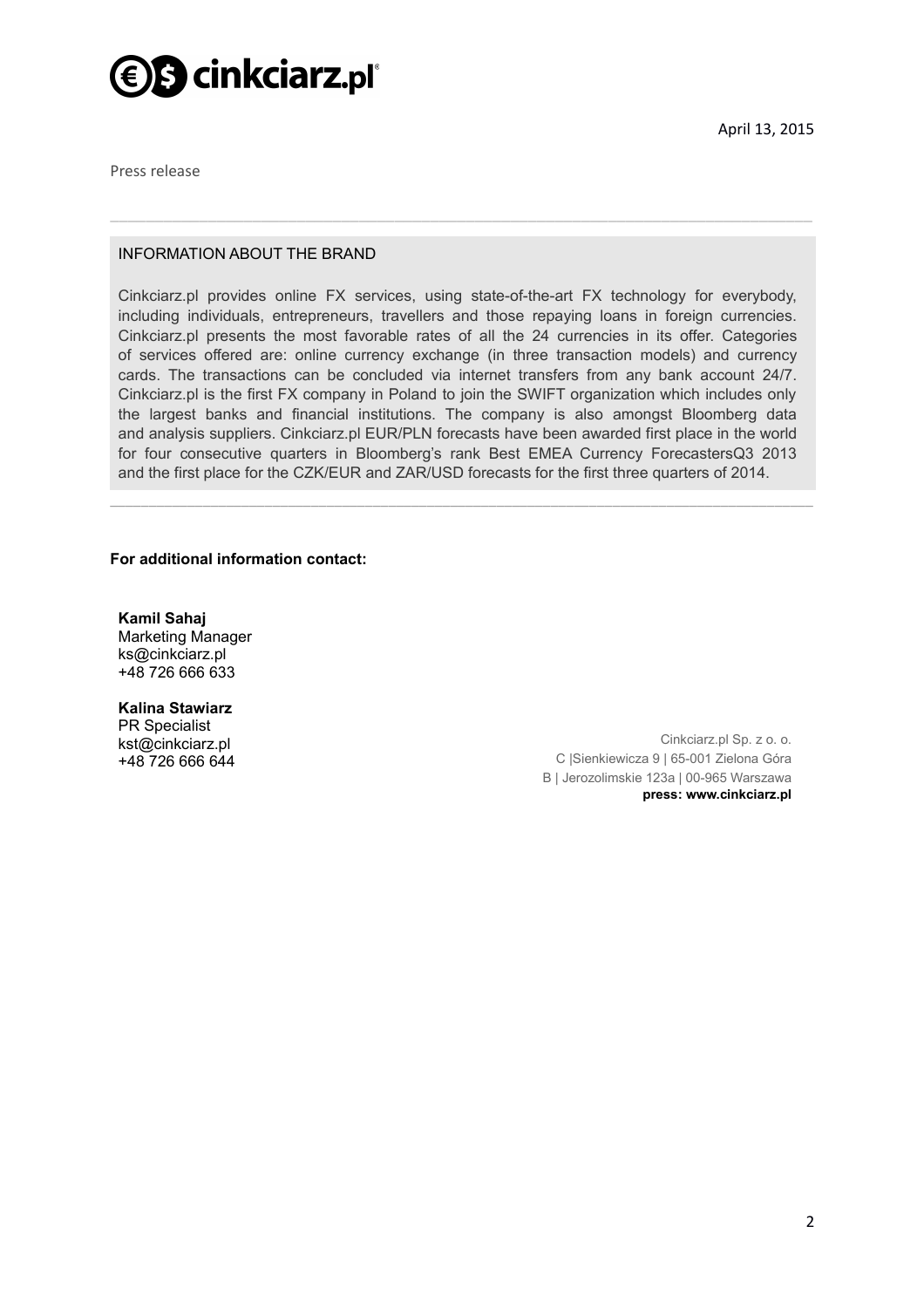April 13, 2015

Press release

## INFORMATION ABOUT THE BRAND

Cinkciarz.pl provides online FX services, using state-of-the-art FX technology for everybody, including individuals, entrepreneurs, travellers and those repaying loans in foreign currencies. Cinkciarz.pl presents the most favorable rates of all the 24 currencies in its offer. Categories of services offered are: online currency exchange (in three transaction models) and currency cards. The transactions can be concluded via internet transfers from any bank account 24/7. Cinkciarz.pl is the first FX company in Poland to join the SWIFT organization which includes only the largest banks and financial institutions. The company is also amongst Bloomberg data and analysis suppliers. Cinkciarz.pl EUR/PLN forecasts have been awarded first place in the world for four consecutive quarters in Bloomberg's rank Best EMEA Currency ForecastersQ3 2013 and the first place for the CZK/EUR and ZAR/USD forecasts for the first three quarters of 2014.

**For additional information contact:**

**Kamil Sahaj**
Marketing Manager
ks@cinkciarz.pl
+48 726 666 633

**Kalina Stawiarz**
PR Specialist
kst@cinkciarz.pl
+48 726 666 644

Cinkciarz.pl Sp. z o. o.
C |Sienkiewicza 9 | 65-001 Zielona Góra
B | Jerozolimskie 123a | 00-965 Warszawa
**press: www.cinkciarz.pl**